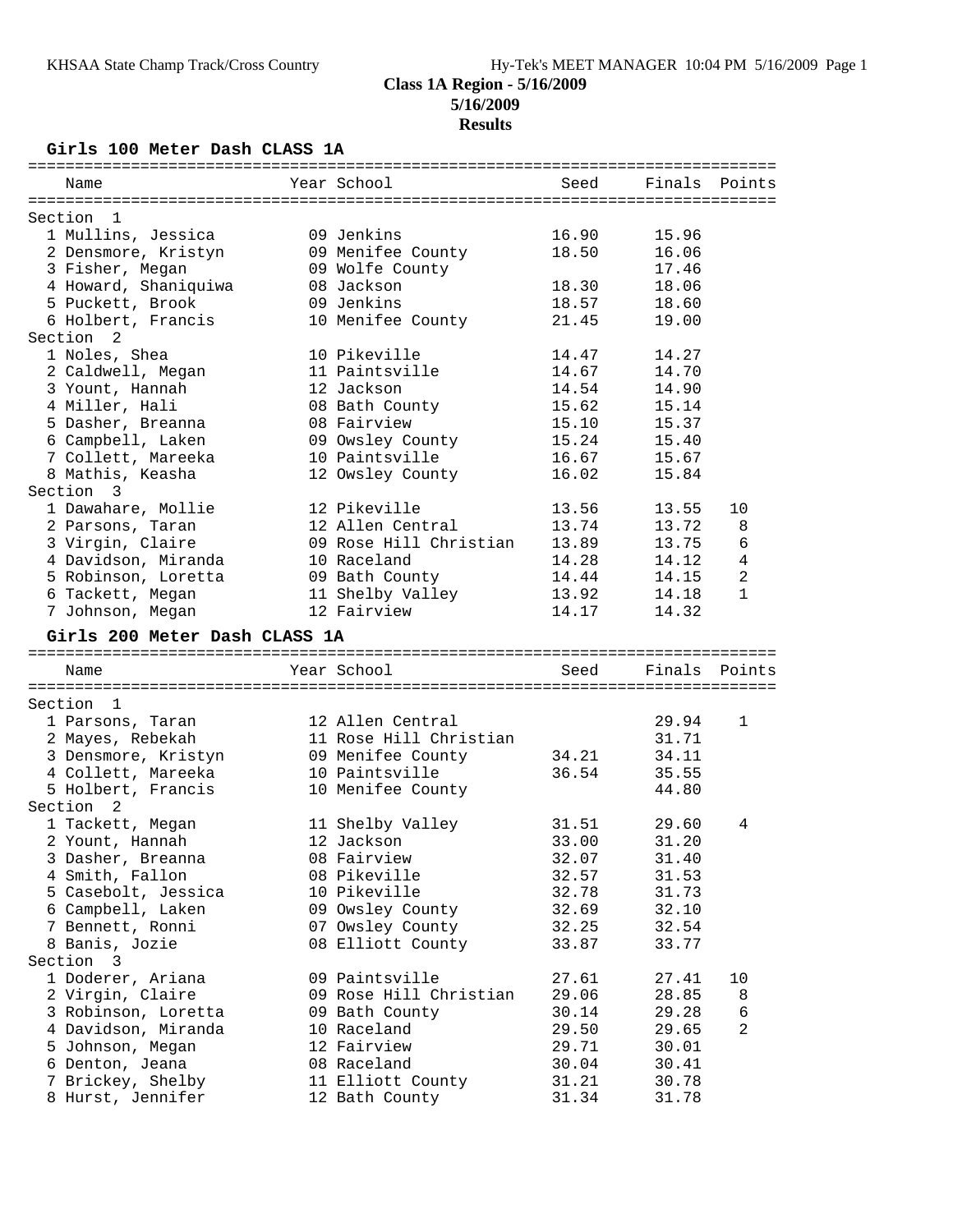# Class 1A Region - 5/16/2009

**5/16/2009**

**Results**

## Girls 100 Meter Dash CLASS 1A

| Name | Year | School | Seed | Finals | Points |
|---|---|---|---|---|---|
| **Section 1** | | | | | |
| 1 Mullins, Jessica | 09 | Jenkins | 16.90 | 15.96 | |
| 2 Densmore, Kristyn | 09 | Menifee County | 18.50 | 16.06 | |
| 3 Fisher, Megan | 09 | Wolfe County | | 17.46 | |
| 4 Howard, Shaniquiwa | 08 | Jackson | 18.30 | 18.06 | |
| 5 Puckett, Brook | 09 | Jenkins | 18.57 | 18.60 | |
| 6 Holbert, Francis | 10 | Menifee County | 21.45 | 19.00 | |
| **Section 2** | | | | | |
| 1 Noles, Shea | 10 | Pikeville | 14.47 | 14.27 | |
| 2 Caldwell, Megan | 11 | Paintsville | 14.67 | 14.70 | |
| 3 Yount, Hannah | 12 | Jackson | 14.54 | 14.90 | |
| 4 Miller, Hali | 08 | Bath County | 15.62 | 15.14 | |
| 5 Dasher, Breanna | 08 | Fairview | 15.10 | 15.37 | |
| 6 Campbell, Laken | 09 | Owsley County | 15.24 | 15.40 | |
| 7 Collett, Mareeka | 10 | Paintsville | 16.67 | 15.67 | |
| 8 Mathis, Keasha | 12 | Owsley County | 16.02 | 15.84 | |
| **Section 3** | | | | | |
| 1 Dawahare, Mollie | 12 | Pikeville | 13.56 | 13.55 | 10 |
| 2 Parsons, Taran | 12 | Allen Central | 13.74 | 13.72 | 8 |
| 3 Virgin, Claire | 09 | Rose Hill Christian | 13.89 | 13.75 | 6 |
| 4 Davidson, Miranda | 10 | Raceland | 14.28 | 14.12 | 4 |
| 5 Robinson, Loretta | 09 | Bath County | 14.44 | 14.15 | 2 |
| 6 Tackett, Megan | 11 | Shelby Valley | 13.92 | 14.18 | 1 |
| 7 Johnson, Megan | 12 | Fairview | 14.17 | 14.32 | |

## Girls 200 Meter Dash CLASS 1A

| Name | Year | School | Seed | Finals | Points |
|---|---|---|---|---|---|
| **Section 1** | | | | | |
| 1 Parsons, Taran | 12 | Allen Central | | 29.94 | 1 |
| 2 Mayes, Rebekah | 11 | Rose Hill Christian | | 31.71 | |
| 3 Densmore, Kristyn | 09 | Menifee County | 34.21 | 34.11 | |
| 4 Collett, Mareeka | 10 | Paintsville | 36.54 | 35.55 | |
| 5 Holbert, Francis | 10 | Menifee County | | 44.80 | |
| **Section 2** | | | | | |
| 1 Tackett, Megan | 11 | Shelby Valley | 31.51 | 29.60 | 4 |
| 2 Yount, Hannah | 12 | Jackson | 33.00 | 31.20 | |
| 3 Dasher, Breanna | 08 | Fairview | 32.07 | 31.40 | |
| 4 Smith, Fallon | 08 | Pikeville | 32.57 | 31.53 | |
| 5 Casebolt, Jessica | 10 | Pikeville | 32.78 | 31.73 | |
| 6 Campbell, Laken | 09 | Owsley County | 32.69 | 32.10 | |
| 7 Bennett, Ronni | 07 | Owsley County | 32.25 | 32.54 | |
| 8 Banis, Jozie | 08 | Elliott County | 33.87 | 33.77 | |
| **Section 3** | | | | | |
| 1 Doderer, Ariana | 09 | Paintsville | 27.61 | 27.41 | 10 |
| 2 Virgin, Claire | 09 | Rose Hill Christian | 29.06 | 28.85 | 8 |
| 3 Robinson, Loretta | 09 | Bath County | 30.14 | 29.28 | 6 |
| 4 Davidson, Miranda | 10 | Raceland | 29.50 | 29.65 | 2 |
| 5 Johnson, Megan | 12 | Fairview | 29.71 | 30.01 | |
| 6 Denton, Jeana | 08 | Raceland | 30.04 | 30.41 | |
| 7 Brickey, Shelby | 11 | Elliott County | 31.21 | 30.78 | |
| 8 Hurst, Jennifer | 12 | Bath County | 31.34 | 31.78 | |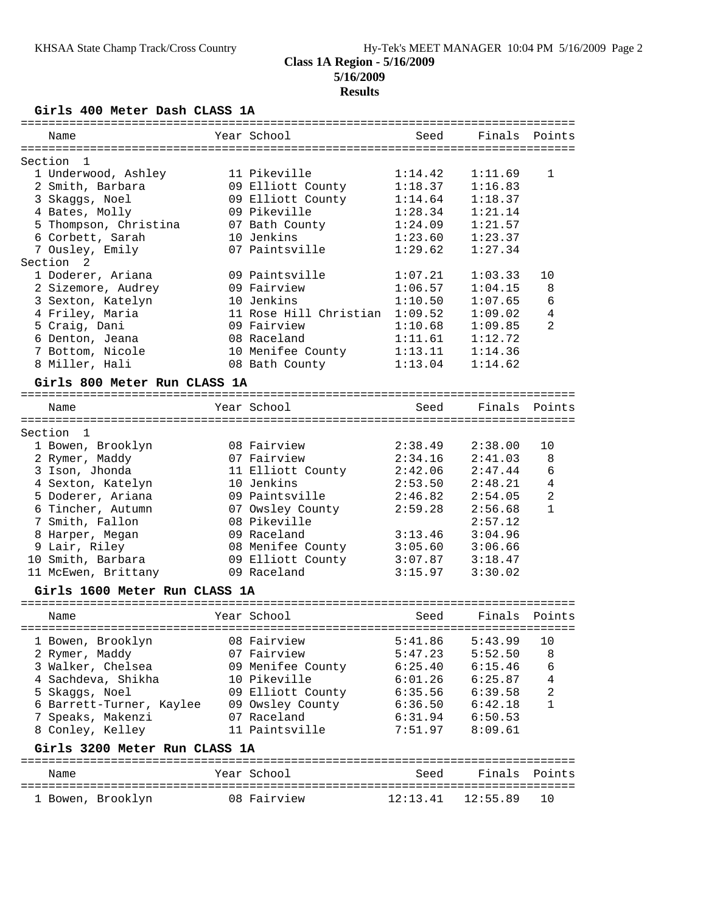## Class 1A Region - 5/16/2009

**5/16/2009**

**Results**

### Girls 400 Meter Dash CLASS 1A

| Name | Year | School | Seed | Finals | Points |
|---|---|---|---|---|---|
| **Section 1** | | | | | |
| 1 Underwood, Ashley | 11 | Pikeville | 1:14.42 | 1:11.69 | 1 |
| 2 Smith, Barbara | 09 | Elliott County | 1:18.37 | 1:16.83 | |
| 3 Skaggs, Noel | 09 | Elliott County | 1:14.64 | 1:18.37 | |
| 4 Bates, Molly | 09 | Pikeville | 1:28.34 | 1:21.14 | |
| 5 Thompson, Christina | 07 | Bath County | 1:24.09 | 1:21.57 | |
| 6 Corbett, Sarah | 10 | Jenkins | 1:23.60 | 1:23.37 | |
| 7 Ousley, Emily | 07 | Paintsville | 1:29.62 | 1:27.34 | |
| **Section 2** | | | | | |
| 1 Doderer, Ariana | 09 | Paintsville | 1:07.21 | 1:03.33 | 10 |
| 2 Sizemore, Audrey | 09 | Fairview | 1:06.57 | 1:04.15 | 8 |
| 3 Sexton, Katelyn | 10 | Jenkins | 1:10.50 | 1:07.65 | 6 |
| 4 Friley, Maria | 11 | Rose Hill Christian | 1:09.52 | 1:09.02 | 4 |
| 5 Craig, Dani | 09 | Fairview | 1:10.68 | 1:09.85 | 2 |
| 6 Denton, Jeana | 08 | Raceland | 1:11.61 | 1:12.72 | |
| 7 Bottom, Nicole | 10 | Menifee County | 1:13.11 | 1:14.36 | |
| 8 Miller, Hali | 08 | Bath County | 1:13.04 | 1:14.62 | |

### Girls 800 Meter Run CLASS 1A

| Name | Year | School | Seed | Finals | Points |
|---|---|---|---|---|---|
| **Section 1** | | | | | |
| 1 Bowen, Brooklyn | 08 | Fairview | 2:38.49 | 2:38.00 | 10 |
| 2 Rymer, Maddy | 07 | Fairview | 2:34.16 | 2:41.03 | 8 |
| 3 Ison, Jhonda | 11 | Elliott County | 2:42.06 | 2:47.44 | 6 |
| 4 Sexton, Katelyn | 10 | Jenkins | 2:53.50 | 2:48.21 | 4 |
| 5 Doderer, Ariana | 09 | Paintsville | 2:46.82 | 2:54.05 | 2 |
| 6 Tincher, Autumn | 07 | Owsley County | 2:59.28 | 2:56.68 | 1 |
| 7 Smith, Fallon | 08 | Pikeville | | 2:57.12 | |
| 8 Harper, Megan | 09 | Raceland | 3:13.46 | 3:04.96 | |
| 9 Lair, Riley | 08 | Menifee County | 3:05.60 | 3:06.66 | |
| 10 Smith, Barbara | 09 | Elliott County | 3:07.87 | 3:18.47 | |
| 11 McEwen, Brittany | 09 | Raceland | 3:15.97 | 3:30.02 | |

### Girls 1600 Meter Run CLASS 1A

| Name | Year | School | Seed | Finals | Points |
|---|---|---|---|---|---|
| 1 Bowen, Brooklyn | 08 | Fairview | 5:41.86 | 5:43.99 | 10 |
| 2 Rymer, Maddy | 07 | Fairview | 5:47.23 | 5:52.50 | 8 |
| 3 Walker, Chelsea | 09 | Menifee County | 6:25.40 | 6:15.46 | 6 |
| 4 Sachdeva, Shikha | 10 | Pikeville | 6:01.26 | 6:25.87 | 4 |
| 5 Skaggs, Noel | 09 | Elliott County | 6:35.56 | 6:39.58 | 2 |
| 6 Barrett-Turner, Kaylee | 09 | Owsley County | 6:36.50 | 6:42.18 | 1 |
| 7 Speaks, Makenzi | 07 | Raceland | 6:31.94 | 6:50.53 | |
| 8 Conley, Kelley | 11 | Paintsville | 7:51.97 | 8:09.61 | |

### Girls 3200 Meter Run CLASS 1A

| Name | Year | School | Seed | Finals | Points |
|---|---|---|---|---|---|
| 1 Bowen, Brooklyn | 08 | Fairview | 12:13.41 | 12:55.89 | 10 |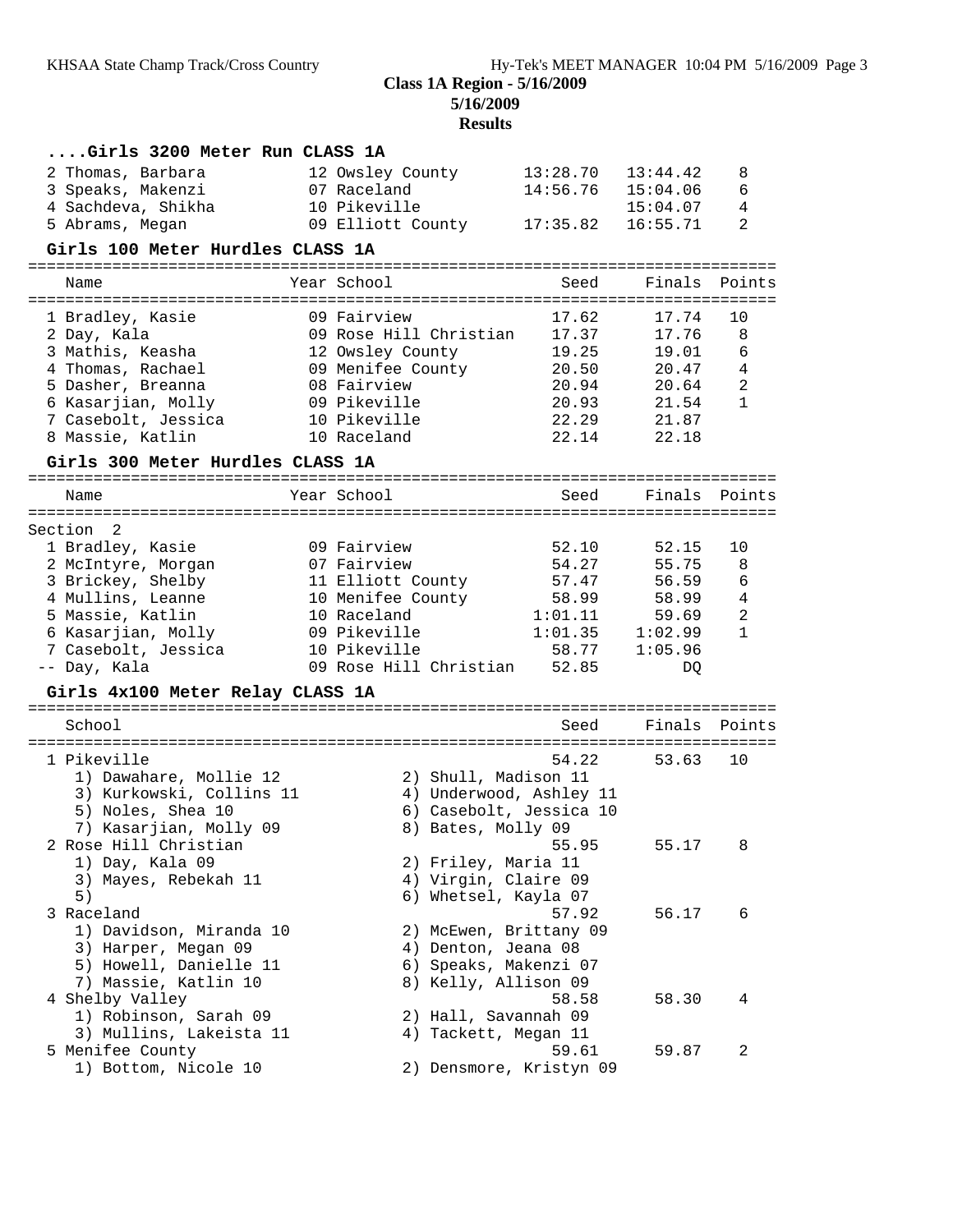## Class 1A Region - 5/16/2009

**5/16/2009**

**Results**

### ....Girls 3200 Meter Run CLASS 1A

| Name | Year | School | Seed | Finals | Points |
|---|---|---|---|---|---|
| 2 Thomas, Barbara | 12 | Owsley County | 13:28.70 | 13:44.42 | 8 |
| 3 Speaks, Makenzi | 07 | Raceland | 14:56.76 | 15:04.06 | 6 |
| 4 Sachdeva, Shikha | 10 | Pikeville | | 15:04.07 | 4 |
| 5 Abrams, Megan | 09 | Elliott County | 17:35.82 | 16:55.71 | 2 |

### Girls 100 Meter Hurdles CLASS 1A

| Name | Year | School | Seed | Finals | Points |
|---|---|---|---|---|---|
| 1 Bradley, Kasie | 09 | Fairview | 17.62 | 17.74 | 10 |
| 2 Day, Kala | 09 | Rose Hill Christian | 17.37 | 17.76 | 8 |
| 3 Mathis, Keasha | 12 | Owsley County | 19.25 | 19.01 | 6 |
| 4 Thomas, Rachael | 09 | Menifee County | 20.50 | 20.47 | 4 |
| 5 Dasher, Breanna | 08 | Fairview | 20.94 | 20.64 | 2 |
| 6 Kasarjian, Molly | 09 | Pikeville | 20.93 | 21.54 | 1 |
| 7 Casebolt, Jessica | 10 | Pikeville | 22.29 | 21.87 | |
| 8 Massie, Katlin | 10 | Raceland | 22.14 | 22.18 | |

### Girls 300 Meter Hurdles CLASS 1A

Section 2

| Name | Year | School | Seed | Finals | Points |
|---|---|---|---|---|---|
| 1 Bradley, Kasie | 09 | Fairview | 52.10 | 52.15 | 10 |
| 2 McIntyre, Morgan | 07 | Fairview | 54.27 | 55.75 | 8 |
| 3 Brickey, Shelby | 11 | Elliott County | 57.47 | 56.59 | 6 |
| 4 Mullins, Leanne | 10 | Menifee County | 58.99 | 58.99 | 4 |
| 5 Massie, Katlin | 10 | Raceland | 1:01.11 | 59.69 | 2 |
| 6 Kasarjian, Molly | 09 | Pikeville | 1:01.35 | 1:02.99 | 1 |
| 7 Casebolt, Jessica | 10 | Pikeville | 58.77 | 1:05.96 | |
| -- Day, Kala | 09 | Rose Hill Christian | 52.85 | DQ | |

### Girls 4x100 Meter Relay CLASS 1A

| School | Seed | Finals | Points |
|---|---|---|---|
| 1 Pikeville | 54.22 | 53.63 | 10 |
| 2 Rose Hill Christian | 55.95 | 55.17 | 8 |
| 3 Raceland | 57.92 | 56.17 | 6 |
| 4 Shelby Valley | 58.58 | 58.30 | 4 |
| 5 Menifee County | 59.61 | 59.87 | 2 |

1 Pikeville
1) Dawahare, Mollie 12; 2) Shull, Madison 11; 3) Kurkowski, Collins 11; 4) Underwood, Ashley 11; 5) Noles, Shea 10; 6) Casebolt, Jessica 10; 7) Kasarjian, Molly 09; 8) Bates, Molly 09

2 Rose Hill Christian
1) Day, Kala 09; 2) Friley, Maria 11; 3) Mayes, Rebekah 11; 4) Virgin, Claire 09; 5); 6) Whetsel, Kayla 07

3 Raceland
1) Davidson, Miranda 10; 2) McEwen, Brittany 09; 3) Harper, Megan 09; 4) Denton, Jeana 08; 5) Howell, Danielle 11; 6) Speaks, Makenzi 07; 7) Massie, Katlin 10; 8) Kelly, Allison 09

4 Shelby Valley
1) Robinson, Sarah 09; 2) Hall, Savannah 09; 3) Mullins, Lakeista 11; 4) Tackett, Megan 11

5 Menifee County
1) Bottom, Nicole 10; 2) Densmore, Kristyn 09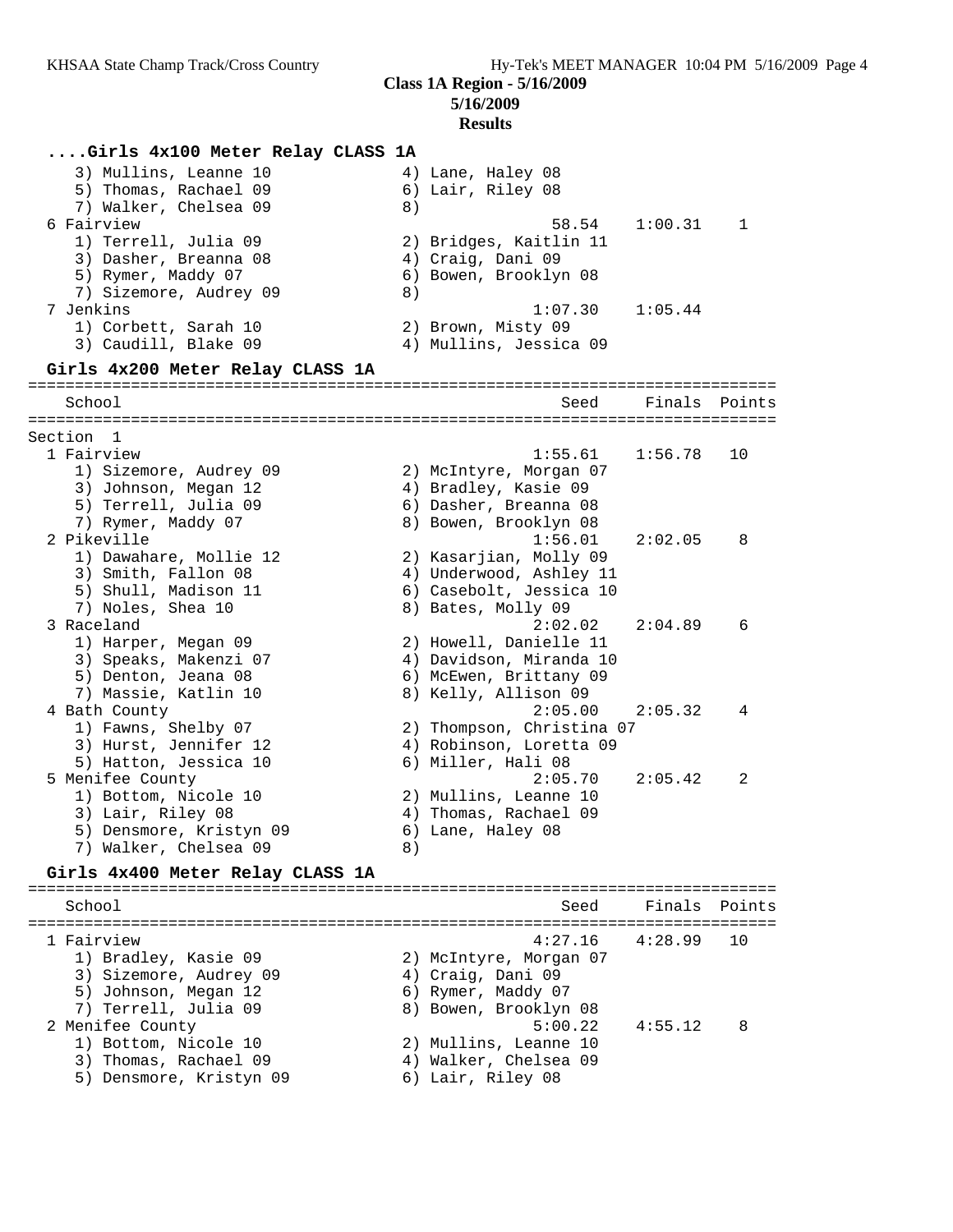**Class 1A Region - 5/16/2009**
**5/16/2009**
**Results**

### ....Girls 4x100 Meter Relay CLASS 1A

```
    3) Mullins, Leanne 10               4) Lane, Haley 08
    5) Thomas, Rachael 09               6) Lair, Riley 08
    7) Walker, Chelsea 09               8)
  6 Fairview                                      58.54    1:00.31    1
    1) Terrell, Julia 09                2) Bridges, Kaitlin 11
    3) Dasher, Breanna 08               4) Craig, Dani 09
    5) Rymer, Maddy 07                  6) Bowen, Brooklyn 08
    7) Sizemore, Audrey 09              8)
  7 Jenkins                                     1:07.30    1:05.44
    1) Corbett, Sarah 10                2) Brown, Misty 09
    3) Caudill, Blake 09                4) Mullins, Jessica 09
```

### Girls 4x200 Meter Relay CLASS 1A

```
================================================================================
    School                                            Seed     Finals  Points
================================================================================
Section  1
  1 Fairview                                    1:55.61    1:56.78   10
    1) Sizemore, Audrey 09              2) McIntyre, Morgan 07
    3) Johnson, Megan 12                4) Bradley, Kasie 09
    5) Terrell, Julia 09                6) Dasher, Breanna 08
    7) Rymer, Maddy 07                  8) Bowen, Brooklyn 08
  2 Pikeville                                   1:56.01    2:02.05    8
    1) Dawahare, Mollie 12              2) Kasarjian, Molly 09
    3) Smith, Fallon 08                 4) Underwood, Ashley 11
    5) Shull, Madison 11                6) Casebolt, Jessica 10
    7) Noles, Shea 10                   8) Bates, Molly 09
  3 Raceland                                    2:02.02    2:04.89    6
    1) Harper, Megan 09                 2) Howell, Danielle 11
    3) Speaks, Makenzi 07               4) Davidson, Miranda 10
    5) Denton, Jeana 08                 6) McEwen, Brittany 09
    7) Massie, Katlin 10                8) Kelly, Allison 09
  4 Bath County                                 2:05.00    2:05.32    4
    1) Fawns, Shelby 07                 2) Thompson, Christina 07
    3) Hurst, Jennifer 12               4) Robinson, Loretta 09
    5) Hatton, Jessica 10               6) Miller, Hali 08
  5 Menifee County                              2:05.70    2:05.42    2
    1) Bottom, Nicole 10                2) Mullins, Leanne 10
    3) Lair, Riley 08                   4) Thomas, Rachael 09
    5) Densmore, Kristyn 09             6) Lane, Haley 08
    7) Walker, Chelsea 09               8)
```

### Girls 4x400 Meter Relay CLASS 1A

```
================================================================================
    School                                            Seed     Finals  Points
================================================================================
  1 Fairview                                    4:27.16    4:28.99   10
    1) Bradley, Kasie 09                2) McIntyre, Morgan 07
    3) Sizemore, Audrey 09              4) Craig, Dani 09
    5) Johnson, Megan 12                6) Rymer, Maddy 07
    7) Terrell, Julia 09                8) Bowen, Brooklyn 08
  2 Menifee County                              5:00.22    4:55.12    8
    1) Bottom, Nicole 10                2) Mullins, Leanne 10
    3) Thomas, Rachael 09               4) Walker, Chelsea 09
    5) Densmore, Kristyn 09             6) Lair, Riley 08
```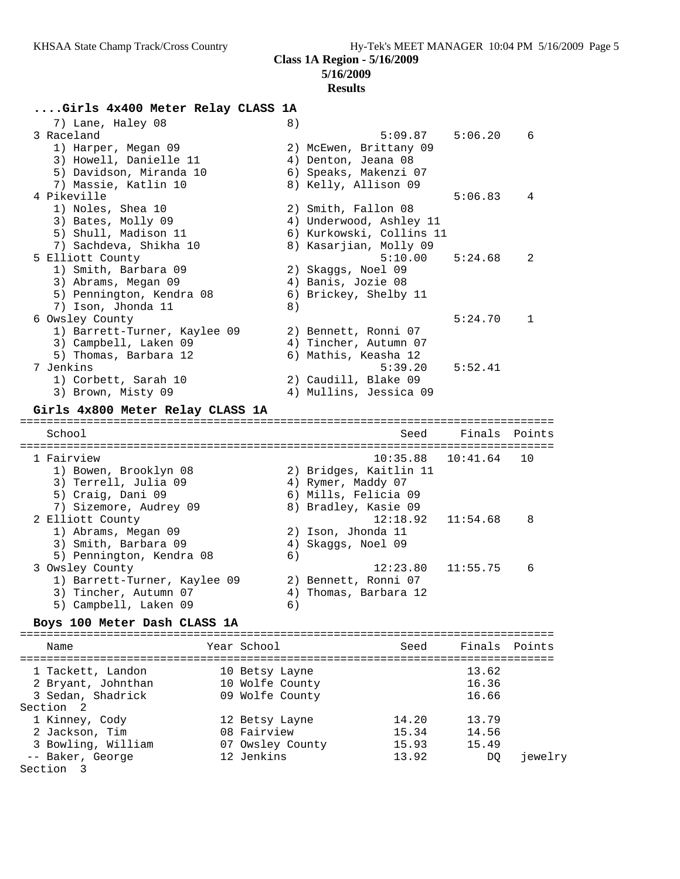**Class 1A Region - 5/16/2009**

**5/16/2009**

**Results**

### ....Girls 4x400 Meter Relay CLASS 1A

| School | Seed | Finals | Points |
|---|---|---|---|
| 7) Lane, Haley 08 / 8) | | | |
| 3 Raceland | 5:09.87 | 5:06.20 | 6 |
| 1) Harper, Megan 09 / 2) McEwen, Brittany 09 / 3) Howell, Danielle 11 / 4) Denton, Jeana 08 / 5) Davidson, Miranda 10 / 6) Speaks, Makenzi 07 / 7) Massie, Katlin 10 / 8) Kelly, Allison 09 | | | |
| 4 Pikeville | | 5:06.83 | 4 |
| 1) Noles, Shea 10 / 2) Smith, Fallon 08 / 3) Bates, Molly 09 / 4) Underwood, Ashley 11 / 5) Shull, Madison 11 / 6) Kurkowski, Collins 11 / 7) Sachdeva, Shikha 10 / 8) Kasarjian, Molly 09 | | | |
| 5 Elliott County | 5:10.00 | 5:24.68 | 2 |
| 1) Smith, Barbara 09 / 2) Skaggs, Noel 09 / 3) Abrams, Megan 09 / 4) Banis, Jozie 08 / 5) Pennington, Kendra 08 / 6) Brickey, Shelby 11 / 7) Ison, Jhonda 11 / 8) | | | |
| 6 Owsley County | | 5:24.70 | 1 |
| 1) Barrett-Turner, Kaylee 09 / 2) Bennett, Ronni 07 / 3) Campbell, Laken 09 / 4) Tincher, Autumn 07 / 5) Thomas, Barbara 12 / 6) Mathis, Keasha 12 | | | |
| 7 Jenkins | 5:39.20 | 5:52.41 | |
| 1) Corbett, Sarah 10 / 2) Caudill, Blake 09 / 3) Brown, Misty 09 / 4) Mullins, Jessica 09 | | | |

### Girls 4x800 Meter Relay CLASS 1A

| School | Seed | Finals | Points |
|---|---|---|---|
| 1 Fairview | 10:35.88 | 10:41.64 | 10 |
| 1) Bowen, Brooklyn 08 / 2) Bridges, Kaitlin 11 / 3) Terrell, Julia 09 / 4) Rymer, Maddy 07 / 5) Craig, Dani 09 / 6) Mills, Felicia 09 / 7) Sizemore, Audrey 09 / 8) Bradley, Kasie 09 | | | |
| 2 Elliott County | 12:18.92 | 11:54.68 | 8 |
| 1) Abrams, Megan 09 / 2) Ison, Jhonda 11 / 3) Smith, Barbara 09 / 4) Skaggs, Noel 09 / 5) Pennington, Kendra 08 / 6) | | | |
| 3 Owsley County | 12:23.80 | 11:55.75 | 6 |
| 1) Barrett-Turner, Kaylee 09 / 2) Bennett, Ronni 07 / 3) Tincher, Autumn 07 / 4) Thomas, Barbara 12 / 5) Campbell, Laken 09 / 6) | | | |

### Boys 100 Meter Dash CLASS 1A

| Name | Year | School | Seed | Finals | Points |
|---|---|---|---|---|---|
| 1 Tackett, Landon | 10 | Betsy Layne | | 13.62 | |
| 2 Bryant, Johnthan | 10 | Wolfe County | | 16.36 | |
| 3 Sedan, Shadrick | 09 | Wolfe County | | 16.66 | |
| **Section 2** | | | | | |
| 1 Kinney, Cody | 12 | Betsy Layne | 14.20 | 13.79 | |
| 2 Jackson, Tim | 08 | Fairview | 15.34 | 14.56 | |
| 3 Bowling, William | 07 | Owsley County | 15.93 | 15.49 | |
| -- Baker, George | 12 | Jenkins | 13.92 | DQ | jewelry |
| **Section 3** | | | | | |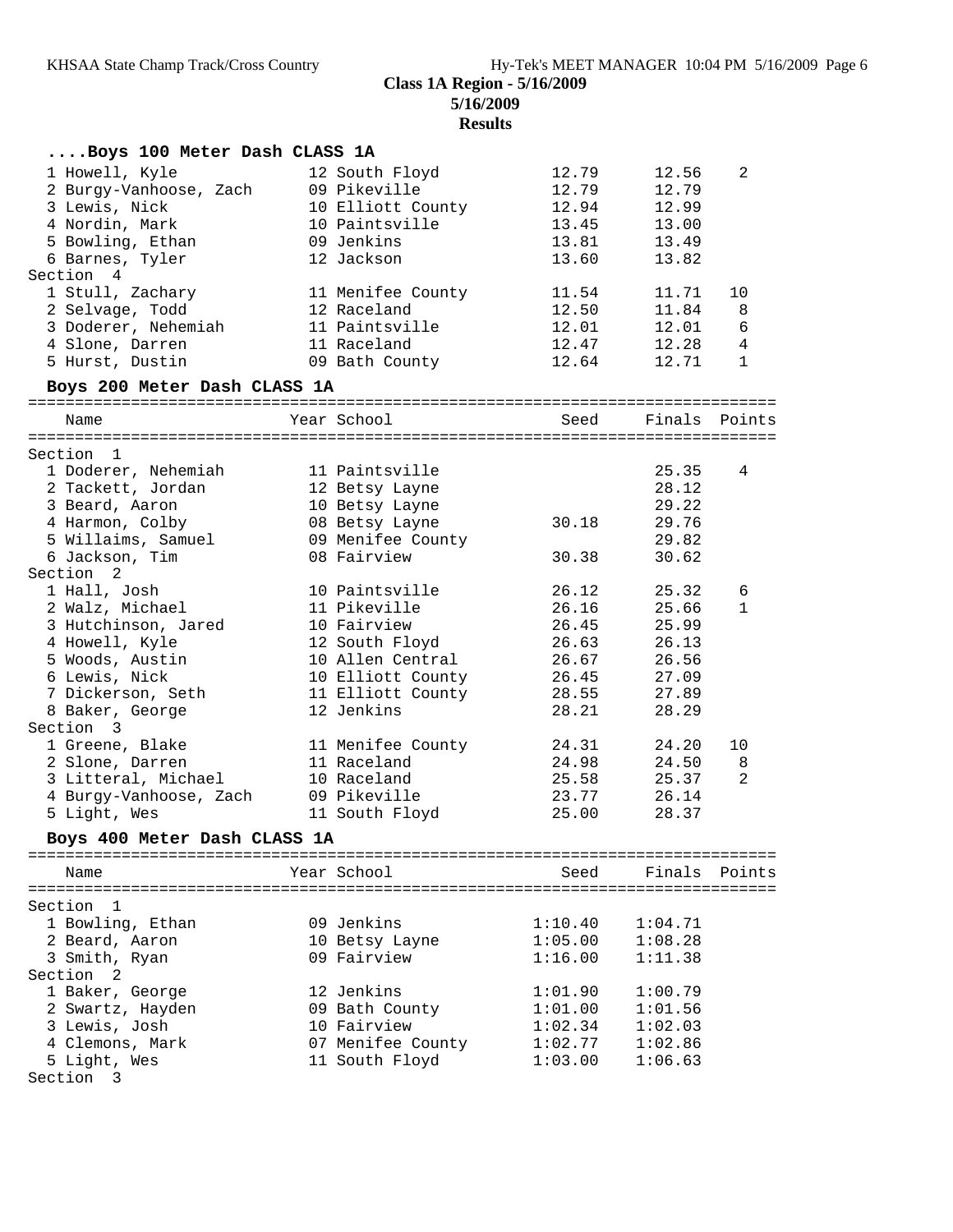## Class 1A Region - 5/16/2009

**5/16/2009**

**Results**

### ....Boys 100 Meter Dash CLASS 1A

| Name | Year | School | Seed | Finals | Points |
|---|---|---|---|---|---|
| 1 Howell, Kyle | 12 | South Floyd | 12.79 | 12.56 | 2 |
| 2 Burgy-Vanhoose, Zach | 09 | Pikeville | 12.79 | 12.79 | |
| 3 Lewis, Nick | 10 | Elliott County | 12.94 | 12.99 | |
| 4 Nordin, Mark | 10 | Paintsville | 13.45 | 13.00 | |
| 5 Bowling, Ethan | 09 | Jenkins | 13.81 | 13.49 | |
| 6 Barnes, Tyler | 12 | Jackson | 13.60 | 13.82 | |
| **Section 4** | | | | | |
| 1 Stull, Zachary | 11 | Menifee County | 11.54 | 11.71 | 10 |
| 2 Selvage, Todd | 12 | Raceland | 12.50 | 11.84 | 8 |
| 3 Doderer, Nehemiah | 11 | Paintsville | 12.01 | 12.01 | 6 |
| 4 Slone, Darren | 11 | Raceland | 12.47 | 12.28 | 4 |
| 5 Hurst, Dustin | 09 | Bath County | 12.64 | 12.71 | 1 |

### Boys 200 Meter Dash CLASS 1A

| Name | Year | School | Seed | Finals | Points |
|---|---|---|---|---|---|
| **Section 1** | | | | | |
| 1 Doderer, Nehemiah | 11 | Paintsville | | 25.35 | 4 |
| 2 Tackett, Jordan | 12 | Betsy Layne | | 28.12 | |
| 3 Beard, Aaron | 10 | Betsy Layne | | 29.22 | |
| 4 Harmon, Colby | 08 | Betsy Layne | 30.18 | 29.76 | |
| 5 Willaims, Samuel | 09 | Menifee County | | 29.82 | |
| 6 Jackson, Tim | 08 | Fairview | 30.38 | 30.62 | |
| **Section 2** | | | | | |
| 1 Hall, Josh | 10 | Paintsville | 26.12 | 25.32 | 6 |
| 2 Walz, Michael | 11 | Pikeville | 26.16 | 25.66 | 1 |
| 3 Hutchinson, Jared | 10 | Fairview | 26.45 | 25.99 | |
| 4 Howell, Kyle | 12 | South Floyd | 26.63 | 26.13 | |
| 5 Woods, Austin | 10 | Allen Central | 26.67 | 26.56 | |
| 6 Lewis, Nick | 10 | Elliott County | 26.45 | 27.09 | |
| 7 Dickerson, Seth | 11 | Elliott County | 28.55 | 27.89 | |
| 8 Baker, George | 12 | Jenkins | 28.21 | 28.29 | |
| **Section 3** | | | | | |
| 1 Greene, Blake | 11 | Menifee County | 24.31 | 24.20 | 10 |
| 2 Slone, Darren | 11 | Raceland | 24.98 | 24.50 | 8 |
| 3 Litteral, Michael | 10 | Raceland | 25.58 | 25.37 | 2 |
| 4 Burgy-Vanhoose, Zach | 09 | Pikeville | 23.77 | 26.14 | |
| 5 Light, Wes | 11 | South Floyd | 25.00 | 28.37 | |

### Boys 400 Meter Dash CLASS 1A

| Name | Year | School | Seed | Finals | Points |
|---|---|---|---|---|---|
| **Section 1** | | | | | |
| 1 Bowling, Ethan | 09 | Jenkins | 1:10.40 | 1:04.71 | |
| 2 Beard, Aaron | 10 | Betsy Layne | 1:05.00 | 1:08.28 | |
| 3 Smith, Ryan | 09 | Fairview | 1:16.00 | 1:11.38 | |
| **Section 2** | | | | | |
| 1 Baker, George | 12 | Jenkins | 1:01.90 | 1:00.79 | |
| 2 Swartz, Hayden | 09 | Bath County | 1:01.00 | 1:01.56 | |
| 3 Lewis, Josh | 10 | Fairview | 1:02.34 | 1:02.03 | |
| 4 Clemons, Mark | 07 | Menifee County | 1:02.77 | 1:02.86 | |
| 5 Light, Wes | 11 | South Floyd | 1:03.00 | 1:06.63 | |
| **Section 3** | | | | | |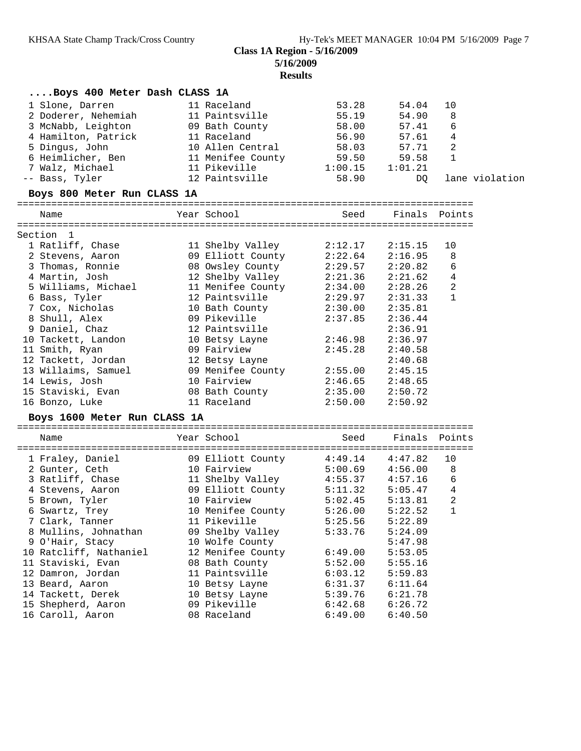## Class 1A Region - 5/16/2009

**5/16/2009**

**Results**

### ....Boys 400 Meter Dash CLASS 1A

| Place | Name | Year | School | Seed | Finals | Points |
|---|---|---|---|---|---|---|
| 1 | Slone, Darren | 11 | Raceland | 53.28 | 54.04 | 10 |
| 2 | Doderer, Nehemiah | 11 | Paintsville | 55.19 | 54.90 | 8 |
| 3 | McNabb, Leighton | 09 | Bath County | 58.00 | 57.41 | 6 |
| 4 | Hamilton, Patrick | 11 | Raceland | 56.90 | 57.61 | 4 |
| 5 | Dingus, John | 10 | Allen Central | 58.03 | 57.71 | 2 |
| 6 | Heimlicher, Ben | 11 | Menifee County | 59.50 | 59.58 | 1 |
| 7 | Walz, Michael | 11 | Pikeville | 1:00.15 | 1:01.21 | |
| -- | Bass, Tyler | 12 | Paintsville | 58.90 | DQ | lane violation |

### Boys 800 Meter Run CLASS 1A

Section 1

| Place | Name | Year | School | Seed | Finals | Points |
|---|---|---|---|---|---|---|
| 1 | Ratliff, Chase | 11 | Shelby Valley | 2:12.17 | 2:15.15 | 10 |
| 2 | Stevens, Aaron | 09 | Elliott County | 2:22.64 | 2:16.95 | 8 |
| 3 | Thomas, Ronnie | 08 | Owsley County | 2:29.57 | 2:20.82 | 6 |
| 4 | Martin, Josh | 12 | Shelby Valley | 2:21.36 | 2:21.62 | 4 |
| 5 | Williams, Michael | 11 | Menifee County | 2:34.00 | 2:28.26 | 2 |
| 6 | Bass, Tyler | 12 | Paintsville | 2:29.97 | 2:31.33 | 1 |
| 7 | Cox, Nicholas | 10 | Bath County | 2:30.00 | 2:35.81 | |
| 8 | Shull, Alex | 09 | Pikeville | 2:37.85 | 2:36.44 | |
| 9 | Daniel, Chaz | 12 | Paintsville | | 2:36.91 | |
| 10 | Tackett, Landon | 10 | Betsy Layne | 2:46.98 | 2:36.97 | |
| 11 | Smith, Ryan | 09 | Fairview | 2:45.28 | 2:40.58 | |
| 12 | Tackett, Jordan | 12 | Betsy Layne | | 2:40.68 | |
| 13 | Willaims, Samuel | 09 | Menifee County | 2:55.00 | 2:45.15 | |
| 14 | Lewis, Josh | 10 | Fairview | 2:46.65 | 2:48.65 | |
| 15 | Staviski, Evan | 08 | Bath County | 2:35.00 | 2:50.72 | |
| 16 | Bonzo, Luke | 11 | Raceland | 2:50.00 | 2:50.92 | |

### Boys 1600 Meter Run CLASS 1A

| Place | Name | Year | School | Seed | Finals | Points |
|---|---|---|---|---|---|---|
| 1 | Fraley, Daniel | 09 | Elliott County | 4:49.14 | 4:47.82 | 10 |
| 2 | Gunter, Ceth | 10 | Fairview | 5:00.69 | 4:56.00 | 8 |
| 3 | Ratliff, Chase | 11 | Shelby Valley | 4:55.37 | 4:57.16 | 6 |
| 4 | Stevens, Aaron | 09 | Elliott County | 5:11.32 | 5:05.47 | 4 |
| 5 | Brown, Tyler | 10 | Fairview | 5:02.45 | 5:13.81 | 2 |
| 6 | Swartz, Trey | 10 | Menifee County | 5:26.00 | 5:22.52 | 1 |
| 7 | Clark, Tanner | 11 | Pikeville | 5:25.56 | 5:22.89 | |
| 8 | Mullins, Johnathan | 09 | Shelby Valley | 5:33.76 | 5:24.09 | |
| 9 | O'Hair, Stacy | 10 | Wolfe County | | 5:47.98 | |
| 10 | Ratcliff, Nathaniel | 12 | Menifee County | 6:49.00 | 5:53.05 | |
| 11 | Staviski, Evan | 08 | Bath County | 5:52.00 | 5:55.16 | |
| 12 | Damron, Jordan | 11 | Paintsville | 6:03.12 | 5:59.83 | |
| 13 | Beard, Aaron | 10 | Betsy Layne | 6:31.37 | 6:11.64 | |
| 14 | Tackett, Derek | 10 | Betsy Layne | 5:39.76 | 6:21.78 | |
| 15 | Shepherd, Aaron | 09 | Pikeville | 6:42.68 | 6:26.72 | |
| 16 | Caroll, Aaron | 08 | Raceland | 6:49.00 | 6:40.50 | |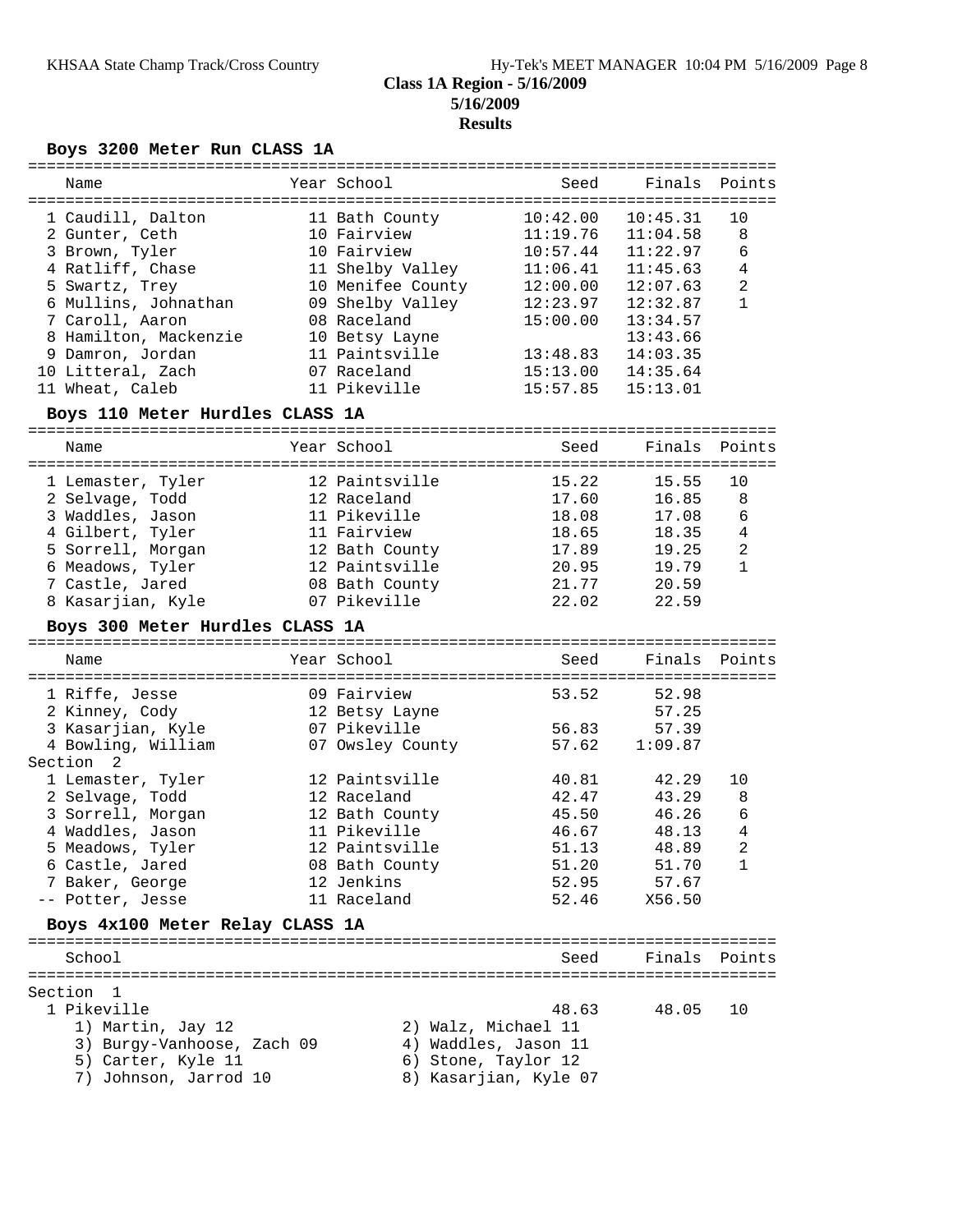# Class 1A Region - 5/16/2009

**5/16/2009**

**Results**

## Boys 3200 Meter Run CLASS 1A

| | Name | Year | School | Seed | Finals | Points |
|---|---|---|---|---|---|---|
| 1 | Caudill, Dalton | 11 | Bath County | 10:42.00 | 10:45.31 | 10 |
| 2 | Gunter, Ceth | 10 | Fairview | 11:19.76 | 11:04.58 | 8 |
| 3 | Brown, Tyler | 10 | Fairview | 10:57.44 | 11:22.97 | 6 |
| 4 | Ratliff, Chase | 11 | Shelby Valley | 11:06.41 | 11:45.63 | 4 |
| 5 | Swartz, Trey | 10 | Menifee County | 12:00.00 | 12:07.63 | 2 |
| 6 | Mullins, Johnathan | 09 | Shelby Valley | 12:23.97 | 12:32.87 | 1 |
| 7 | Caroll, Aaron | 08 | Raceland | 15:00.00 | 13:34.57 | |
| 8 | Hamilton, Mackenzie | 10 | Betsy Layne | | 13:43.66 | |
| 9 | Damron, Jordan | 11 | Paintsville | 13:48.83 | 14:03.35 | |
| 10 | Litteral, Zach | 07 | Raceland | 15:13.00 | 14:35.64 | |
| 11 | Wheat, Caleb | 11 | Pikeville | 15:57.85 | 15:13.01 | |

## Boys 110 Meter Hurdles CLASS 1A

| | Name | Year | School | Seed | Finals | Points |
|---|---|---|---|---|---|---|
| 1 | Lemaster, Tyler | 12 | Paintsville | 15.22 | 15.55 | 10 |
| 2 | Selvage, Todd | 12 | Raceland | 17.60 | 16.85 | 8 |
| 3 | Waddles, Jason | 11 | Pikeville | 18.08 | 17.08 | 6 |
| 4 | Gilbert, Tyler | 11 | Fairview | 18.65 | 18.35 | 4 |
| 5 | Sorrell, Morgan | 12 | Bath County | 17.89 | 19.25 | 2 |
| 6 | Meadows, Tyler | 12 | Paintsville | 20.95 | 19.79 | 1 |
| 7 | Castle, Jared | 08 | Bath County | 21.77 | 20.59 | |
| 8 | Kasarjian, Kyle | 07 | Pikeville | 22.02 | 22.59 | |

## Boys 300 Meter Hurdles CLASS 1A

| | Name | Year | School | Seed | Finals | Points |
|---|---|---|---|---|---|---|
| 1 | Riffe, Jesse | 09 | Fairview | 53.52 | 52.98 | |
| 2 | Kinney, Cody | 12 | Betsy Layne | | 57.25 | |
| 3 | Kasarjian, Kyle | 07 | Pikeville | 56.83 | 57.39 | |
| 4 | Bowling, William | 07 | Owsley County | 57.62 | 1:09.87 | |
| **Section 2** | | | | | | |
| 1 | Lemaster, Tyler | 12 | Paintsville | 40.81 | 42.29 | 10 |
| 2 | Selvage, Todd | 12 | Raceland | 42.47 | 43.29 | 8 |
| 3 | Sorrell, Morgan | 12 | Bath County | 45.50 | 46.26 | 6 |
| 4 | Waddles, Jason | 11 | Pikeville | 46.67 | 48.13 | 4 |
| 5 | Meadows, Tyler | 12 | Paintsville | 51.13 | 48.89 | 2 |
| 6 | Castle, Jared | 08 | Bath County | 51.20 | 51.70 | 1 |
| 7 | Baker, George | 12 | Jenkins | 52.95 | 57.67 | |
| -- | Potter, Jesse | 11 | Raceland | 52.46 | X56.50 | |

## Boys 4x100 Meter Relay CLASS 1A

| | School | Seed | Finals | Points |
|---|---|---|---|---|
| **Section 1** | | | | |
| 1 | Pikeville | 48.63 | 48.05 | 10 |

1) Martin, Jay 12
2) Walz, Michael 11
3) Burgy-Vanhoose, Zach 09
4) Waddles, Jason 11
5) Carter, Kyle 11
6) Stone, Taylor 12
7) Johnson, Jarrod 10
8) Kasarjian, Kyle 07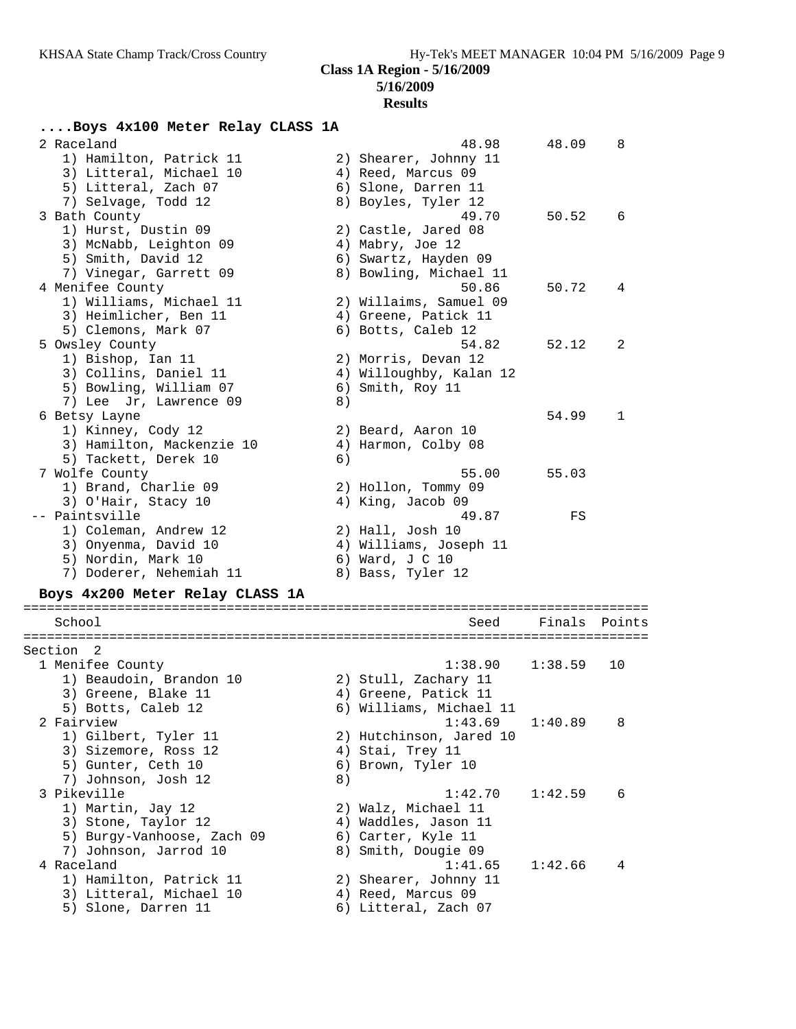**Class 1A Region - 5/16/2009**
**5/16/2009**
**Results**

### ....Boys 4x100 Meter Relay CLASS 1A

```
  2 Raceland                                          48.98      48.09    8
     1) Hamilton, Patrick 11           2) Shearer, Johnny 11
     3) Litteral, Michael 10           4) Reed, Marcus 09
     5) Litteral, Zach 07              6) Slone, Darren 11
     7) Selvage, Todd 12               8) Boyles, Tyler 12
  3 Bath County                                       49.70      50.52    6
     1) Hurst, Dustin 09               2) Castle, Jared 08
     3) McNabb, Leighton 09            4) Mabry, Joe 12
     5) Smith, David 12                6) Swartz, Hayden 09
     7) Vinegar, Garrett 09            8) Bowling, Michael 11
  4 Menifee County                                    50.86      50.72    4
     1) Williams, Michael 11           2) Willaims, Samuel 09
     3) Heimlicher, Ben 11             4) Greene, Patick 11
     5) Clemons, Mark 07               6) Botts, Caleb 12
  5 Owsley County                                     54.82      52.12    2
     1) Bishop, Ian 11                 2) Morris, Devan 12
     3) Collins, Daniel 11             4) Willoughby, Kalan 12
     5) Bowling, William 07            6) Smith, Roy 11
     7) Lee  Jr, Lawrence 09           8)
  6 Betsy Layne                                                  54.99    1
     1) Kinney, Cody 12                2) Beard, Aaron 10
     3) Hamilton, Mackenzie 10         4) Harmon, Colby 08
     5) Tackett, Derek 10              6)
  7 Wolfe County                                      55.00      55.03
     1) Brand, Charlie 09              2) Hollon, Tommy 09
     3) O'Hair, Stacy 10               4) King, Jacob 09
 -- Paintsville                                       49.87         FS
     1) Coleman, Andrew 12             2) Hall, Josh 10
     3) Onyenma, David 10              4) Williams, Joseph 11
     5) Nordin, Mark 10                6) Ward, J C 10
     7) Doderer, Nehemiah 11           8) Bass, Tyler 12
```

### Boys 4x200 Meter Relay CLASS 1A

```
================================================================================
   School                                            Seed     Finals  Points
================================================================================
Section  2
  1 Menifee County                                 1:38.90    1:38.59   10
     1) Beaudoin, Brandon 10           2) Stull, Zachary 11
     3) Greene, Blake 11               4) Greene, Patick 11
     5) Botts, Caleb 12                6) Williams, Michael 11
  2 Fairview                                       1:43.69    1:40.89    8
     1) Gilbert, Tyler 11              2) Hutchinson, Jared 10
     3) Sizemore, Ross 12              4) Stai, Trey 11
     5) Gunter, Ceth 10                6) Brown, Tyler 10
     7) Johnson, Josh 12               8)
  3 Pikeville                                      1:42.70    1:42.59    6
     1) Martin, Jay 12                 2) Walz, Michael 11
     3) Stone, Taylor 12               4) Waddles, Jason 11
     5) Burgy-Vanhoose, Zach 09        6) Carter, Kyle 11
     7) Johnson, Jarrod 10             8) Smith, Dougie 09
  4 Raceland                                       1:41.65    1:42.66    4
     1) Hamilton, Patrick 11           2) Shearer, Johnny 11
     3) Litteral, Michael 10           4) Reed, Marcus 09
     5) Slone, Darren 11               6) Litteral, Zach 07
```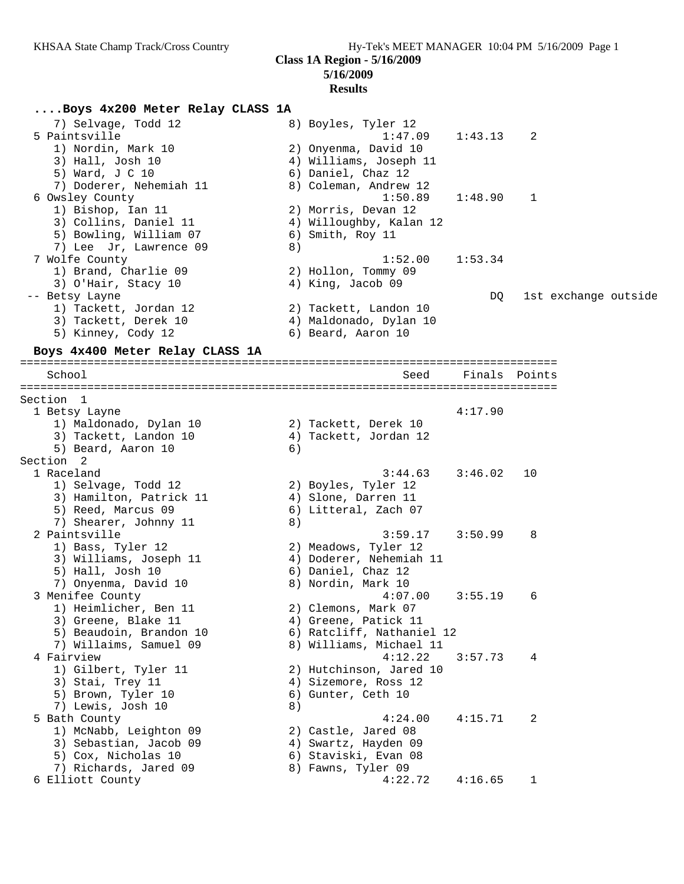**Class 1A Region - 5/16/2009**

**5/16/2009**

**Results**

### ....Boys 4x200 Meter Relay CLASS 1A

```
    7) Selvage, Todd 12                8) Boyles, Tyler 12
  5 Paintsville                                1:47.09    1:43.13    2
    1) Nordin, Mark 10                 2) Onyenma, David 10
    3) Hall, Josh 10                   4) Williams, Joseph 11
    5) Ward, J C 10                    6) Daniel, Chaz 12
    7) Doderer, Nehemiah 11            8) Coleman, Andrew 12
  6 Owsley County                              1:50.89    1:48.90    1
    1) Bishop, Ian 11                  2) Morris, Devan 12
    3) Collins, Daniel 11              4) Willoughby, Kalan 12
    5) Bowling, William 07             6) Smith, Roy 11
    7) Lee  Jr, Lawrence 09            8)
  7 Wolfe County                               1:52.00    1:53.34
    1) Brand, Charlie 09               2) Hollon, Tommy 09
    3) O'Hair, Stacy 10                4) King, Jacob 09
 -- Betsy Layne                                                DQ    1st exchange outside
    1) Tackett, Jordan 12              2) Tackett, Landon 10
    3) Tackett, Derek 10               4) Maldonado, Dylan 10
    5) Kinney, Cody 12                 6) Beard, Aaron 10
```

### Boys 4x400 Meter Relay CLASS 1A

```
===============================================================================
    School                                        Seed     Finals  Points
===============================================================================
Section  1
  1 Betsy Layne                                           4:17.90
    1) Maldonado, Dylan 10             2) Tackett, Derek 10
    3) Tackett, Landon 10              4) Tackett, Jordan 12
    5) Beard, Aaron 10                 6)
Section  2
  1 Raceland                                   3:44.63    3:46.02   10
    1) Selvage, Todd 12                2) Boyles, Tyler 12
    3) Hamilton, Patrick 11            4) Slone, Darren 11
    5) Reed, Marcus 09                 6) Litteral, Zach 07
    7) Shearer, Johnny 11              8)
  2 Paintsville                                3:59.17    3:50.99    8
    1) Bass, Tyler 12                  2) Meadows, Tyler 12
    3) Williams, Joseph 11             4) Doderer, Nehemiah 11
    5) Hall, Josh 10                   6) Daniel, Chaz 12
    7) Onyenma, David 10               8) Nordin, Mark 10
  3 Menifee County                             4:07.00    3:55.19    6
    1) Heimlicher, Ben 11              2) Clemons, Mark 07
    3) Greene, Blake 11                4) Greene, Patick 11
    5) Beaudoin, Brandon 10            6) Ratcliff, Nathaniel 12
    7) Willaims, Samuel 09             8) Williams, Michael 11
  4 Fairview                                   4:12.22    3:57.73    4
    1) Gilbert, Tyler 11               2) Hutchinson, Jared 10
    3) Stai, Trey 11                   4) Sizemore, Ross 12
    5) Brown, Tyler 10                 6) Gunter, Ceth 10
    7) Lewis, Josh 10                  8)
  5 Bath County                                4:24.00    4:15.71    2
    1) McNabb, Leighton 09             2) Castle, Jared 08
    3) Sebastian, Jacob 09             4) Swartz, Hayden 09
    5) Cox, Nicholas 10                6) Staviski, Evan 08
    7) Richards, Jared 09              8) Fawns, Tyler 09
  6 Elliott County                             4:22.72    4:16.65    1
```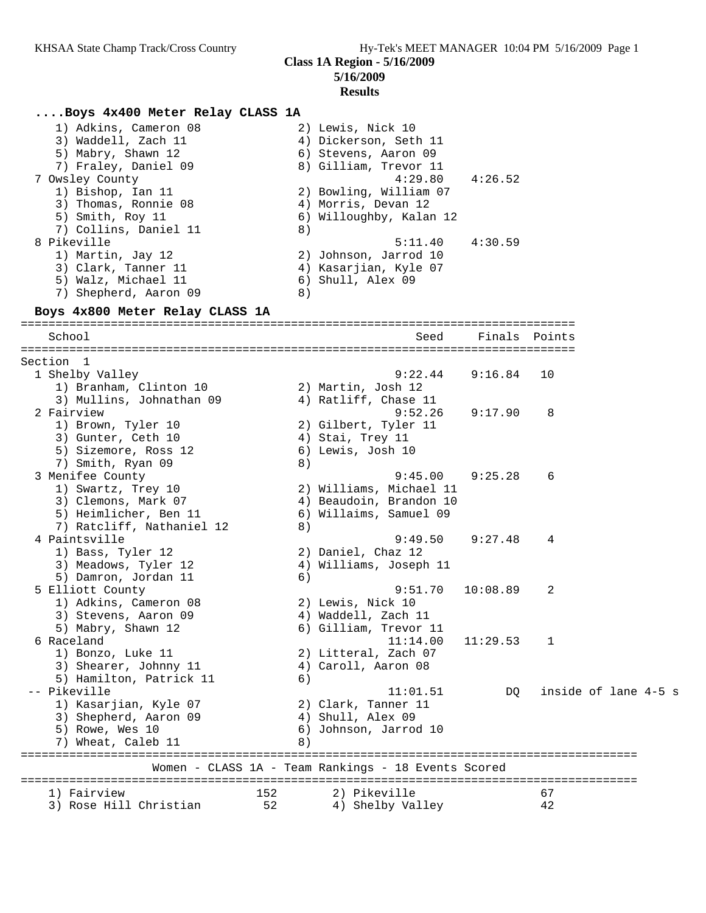Class 1A Region - 5/16/2009

5/16/2009

**Results**

### ....Boys 4x400 Meter Relay CLASS 1A

| School | Seed | Finals | Points |
|---|---|---|---|
| 1) Adkins, Cameron 08 — 2) Lewis, Nick 10 | | | |
| 3) Waddell, Zach 11 — 4) Dickerson, Seth 11 | | | |
| 5) Mabry, Shawn 12 — 6) Stevens, Aaron 09 | | | |
| 7) Fraley, Daniel 09 — 8) Gilliam, Trevor 11 | | | |
| 7 Owsley County | 4:29.80 | 4:26.52 | |
| 1) Bishop, Ian 11 — 2) Bowling, William 07 | | | |
| 3) Thomas, Ronnie 08 — 4) Morris, Devan 12 | | | |
| 5) Smith, Roy 11 — 6) Willoughby, Kalan 12 | | | |
| 7) Collins, Daniel 11 — 8) | | | |
| 8 Pikeville | 5:11.40 | 4:30.59 | |
| 1) Martin, Jay 12 — 2) Johnson, Jarrod 10 | | | |
| 3) Clark, Tanner 11 — 4) Kasarjian, Kyle 07 | | | |
| 5) Walz, Michael 11 — 6) Shull, Alex 09 | | | |
| 7) Shepherd, Aaron 09 — 8) | | | |

### Boys 4x800 Meter Relay CLASS 1A

Section 1

| School | Seed | Finals | Points |
|---|---|---|---|
| 1 Shelby Valley | 9:22.44 | 9:16.84 | 10 |
| 1) Branham, Clinton 10 — 2) Martin, Josh 12 | | | |
| 3) Mullins, Johnathan 09 — 4) Ratliff, Chase 11 | | | |
| 2 Fairview | 9:52.26 | 9:17.90 | 8 |
| 1) Brown, Tyler 10 — 2) Gilbert, Tyler 11 | | | |
| 3) Gunter, Ceth 10 — 4) Stai, Trey 11 | | | |
| 5) Sizemore, Ross 12 — 6) Lewis, Josh 10 | | | |
| 7) Smith, Ryan 09 — 8) | | | |
| 3 Menifee County | 9:45.00 | 9:25.28 | 6 |
| 1) Swartz, Trey 10 — 2) Williams, Michael 11 | | | |
| 3) Clemons, Mark 07 — 4) Beaudoin, Brandon 10 | | | |
| 5) Heimlicher, Ben 11 — 6) Willaims, Samuel 09 | | | |
| 7) Ratcliff, Nathaniel 12 — 8) | | | |
| 4 Paintsville | 9:49.50 | 9:27.48 | 4 |
| 1) Bass, Tyler 12 — 2) Daniel, Chaz 12 | | | |
| 3) Meadows, Tyler 12 — 4) Williams, Joseph 11 | | | |
| 5) Damron, Jordan 11 — 6) | | | |
| 5 Elliott County | 9:51.70 | 10:08.89 | 2 |
| 1) Adkins, Cameron 08 — 2) Lewis, Nick 10 | | | |
| 3) Stevens, Aaron 09 — 4) Waddell, Zach 11 | | | |
| 5) Mabry, Shawn 12 — 6) Gilliam, Trevor 11 | | | |
| 6 Raceland | 11:14.00 | 11:29.53 | 1 |
| 1) Bonzo, Luke 11 — 2) Litteral, Zach 07 | | | |
| 3) Shearer, Johnny 11 — 4) Caroll, Aaron 08 | | | |
| 5) Hamilton, Patrick 11 — 6) | | | |
| -- Pikeville | 11:01.51 | DQ | inside of lane 4-5 s |
| 1) Kasarjian, Kyle 07 — 2) Clark, Tanner 11 | | | |
| 3) Shepherd, Aaron 09 — 4) Shull, Alex 09 | | | |
| 5) Rowe, Wes 10 — 6) Johnson, Jarrod 10 | | | |
| 7) Wheat, Caleb 11 — 8) | | | |

### Women - CLASS 1A - Team Rankings - 18 Events Scored

| Rank | Team | Points | Rank | Team | Points |
|---|---|---|---|---|---|
| 1) | Fairview | 152 | 2) | Pikeville | 67 |
| 3) | Rose Hill Christian | 52 | 4) | Shelby Valley | 42 |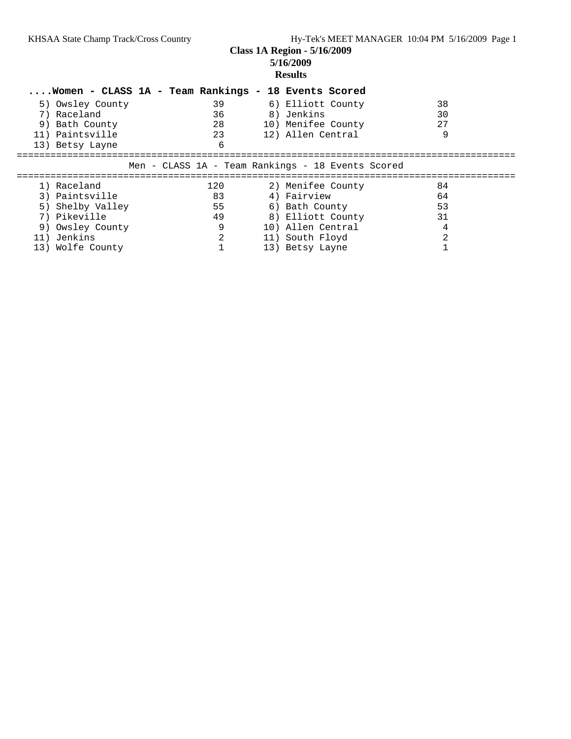**Class 1A Region - 5/16/2009**

**5/16/2009**

**Results**

## ....Women - CLASS 1A - Team Rankings - 18 Events Scored

| | | | |
|---|---|---|---|
| 5) Owsley County | 39 | 6) Elliott County | 38 |
| 7) Raceland | 36 | 8) Jenkins | 30 |
| 9) Bath County | 28 | 10) Menifee County | 27 |
| 11) Paintsville | 23 | 12) Allen Central | 9 |
| 13) Betsy Layne | 6 | | |

## Men - CLASS 1A - Team Rankings - 18 Events Scored

| | | | |
|---|---|---|---|
| 1) Raceland | 120 | 2) Menifee County | 84 |
| 3) Paintsville | 83 | 4) Fairview | 64 |
| 5) Shelby Valley | 55 | 6) Bath County | 53 |
| 7) Pikeville | 49 | 8) Elliott County | 31 |
| 9) Owsley County | 9 | 10) Allen Central | 4 |
| 11) Jenkins | 2 | 11) South Floyd | 2 |
| 13) Wolfe County | 1 | 13) Betsy Layne | 1 |